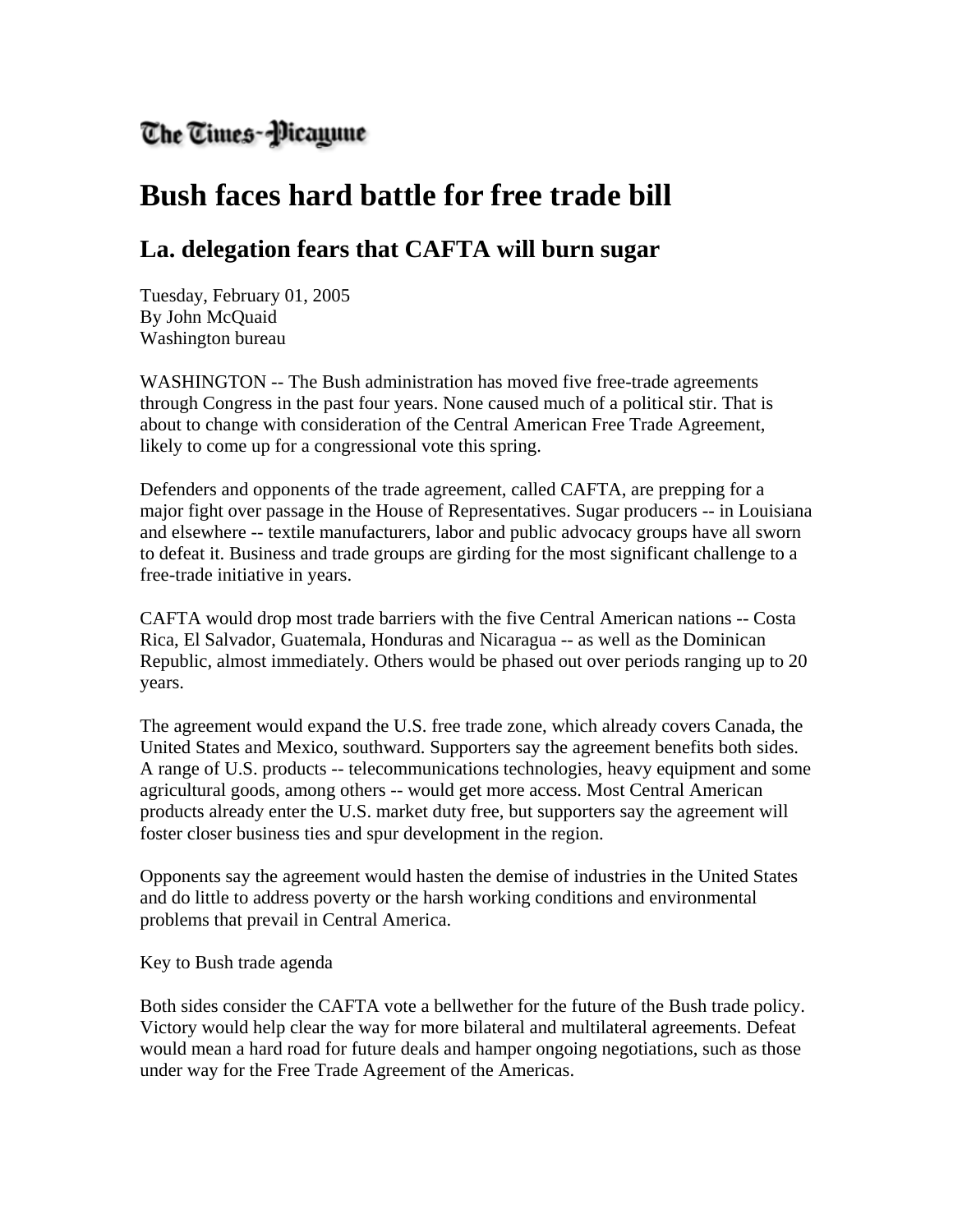The Times-Picayune

# Bush faces hard battle for free trade bill

## La. delegation fears that CAFTA will burn sugar

Tuesday, February 01, 2005
By John McQuaid
Washington bureau

WASHINGTON -- The Bush administration has moved five free-trade agreements through Congress in the past four years. None caused much of a political stir. That is about to change with consideration of the Central American Free Trade Agreement, likely to come up for a congressional vote this spring.

Defenders and opponents of the trade agreement, called CAFTA, are prepping for a major fight over passage in the House of Representatives. Sugar producers -- in Louisiana and elsewhere -- textile manufacturers, labor and public advocacy groups have all sworn to defeat it. Business and trade groups are girding for the most significant challenge to a free-trade initiative in years.

CAFTA would drop most trade barriers with the five Central American nations -- Costa Rica, El Salvador, Guatemala, Honduras and Nicaragua -- as well as the Dominican Republic, almost immediately. Others would be phased out over periods ranging up to 20 years.

The agreement would expand the U.S. free trade zone, which already covers Canada, the United States and Mexico, southward. Supporters say the agreement benefits both sides. A range of U.S. products -- telecommunications technologies, heavy equipment and some agricultural goods, among others -- would get more access. Most Central American products already enter the U.S. market duty free, but supporters say the agreement will foster closer business ties and spur development in the region.

Opponents say the agreement would hasten the demise of industries in the United States and do little to address poverty or the harsh working conditions and environmental problems that prevail in Central America.

Key to Bush trade agenda

Both sides consider the CAFTA vote a bellwether for the future of the Bush trade policy. Victory would help clear the way for more bilateral and multilateral agreements. Defeat would mean a hard road for future deals and hamper ongoing negotiations, such as those under way for the Free Trade Agreement of the Americas.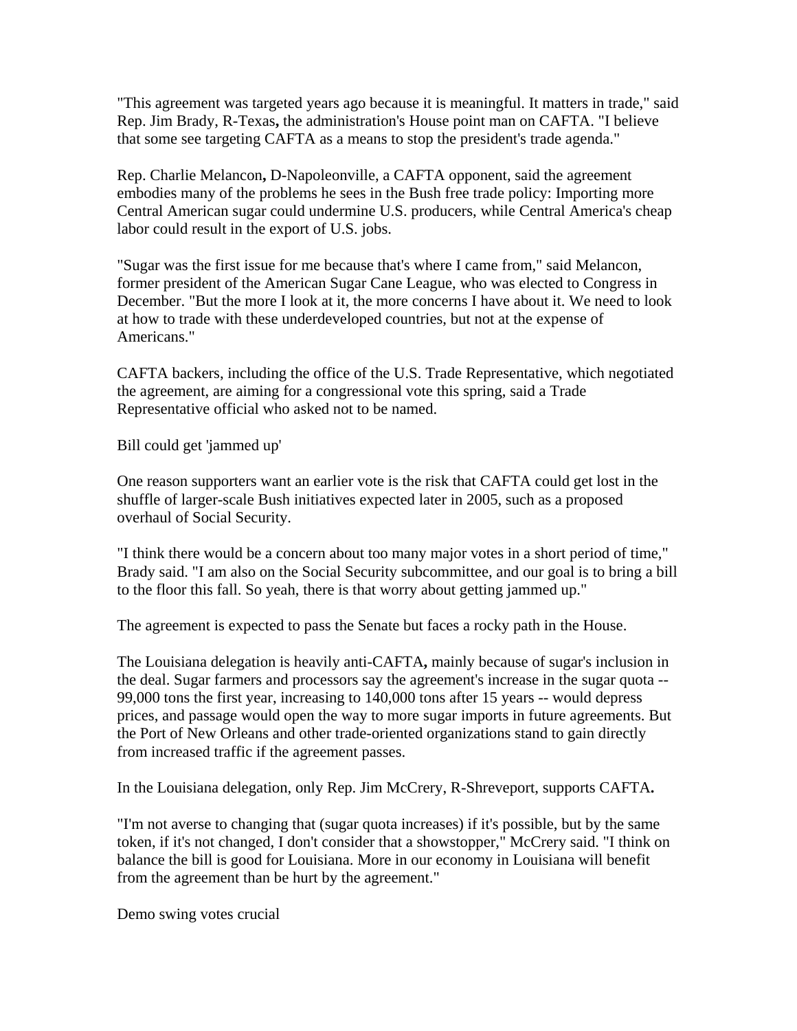"This agreement was targeted years ago because it is meaningful. It matters in trade," said Rep. Jim Brady, R-Texas**,** the administration's House point man on CAFTA. "I believe that some see targeting CAFTA as a means to stop the president's trade agenda."

Rep. Charlie Melancon**,** D-Napoleonville, a CAFTA opponent, said the agreement embodies many of the problems he sees in the Bush free trade policy: Importing more Central American sugar could undermine U.S. producers, while Central America's cheap labor could result in the export of U.S. jobs.

"Sugar was the first issue for me because that's where I came from," said Melancon, former president of the American Sugar Cane League, who was elected to Congress in December. "But the more I look at it, the more concerns I have about it. We need to look at how to trade with these underdeveloped countries, but not at the expense of Americans."

CAFTA backers, including the office of the U.S. Trade Representative, which negotiated the agreement, are aiming for a congressional vote this spring, said a Trade Representative official who asked not to be named.

Bill could get 'jammed up'

One reason supporters want an earlier vote is the risk that CAFTA could get lost in the shuffle of larger-scale Bush initiatives expected later in 2005, such as a proposed overhaul of Social Security.

"I think there would be a concern about too many major votes in a short period of time," Brady said. "I am also on the Social Security subcommittee, and our goal is to bring a bill to the floor this fall. So yeah, there is that worry about getting jammed up."

The agreement is expected to pass the Senate but faces a rocky path in the House.

The Louisiana delegation is heavily anti-CAFTA**,** mainly because of sugar's inclusion in the deal. Sugar farmers and processors say the agreement's increase in the sugar quota -- 99,000 tons the first year, increasing to 140,000 tons after 15 years -- would depress prices, and passage would open the way to more sugar imports in future agreements. But the Port of New Orleans and other trade-oriented organizations stand to gain directly from increased traffic if the agreement passes.

In the Louisiana delegation, only Rep. Jim McCrery, R-Shreveport, supports CAFTA**.**

"I'm not averse to changing that (sugar quota increases) if it's possible, but by the same token, if it's not changed, I don't consider that a showstopper," McCrery said. "I think on balance the bill is good for Louisiana. More in our economy in Louisiana will benefit from the agreement than be hurt by the agreement."

Demo swing votes crucial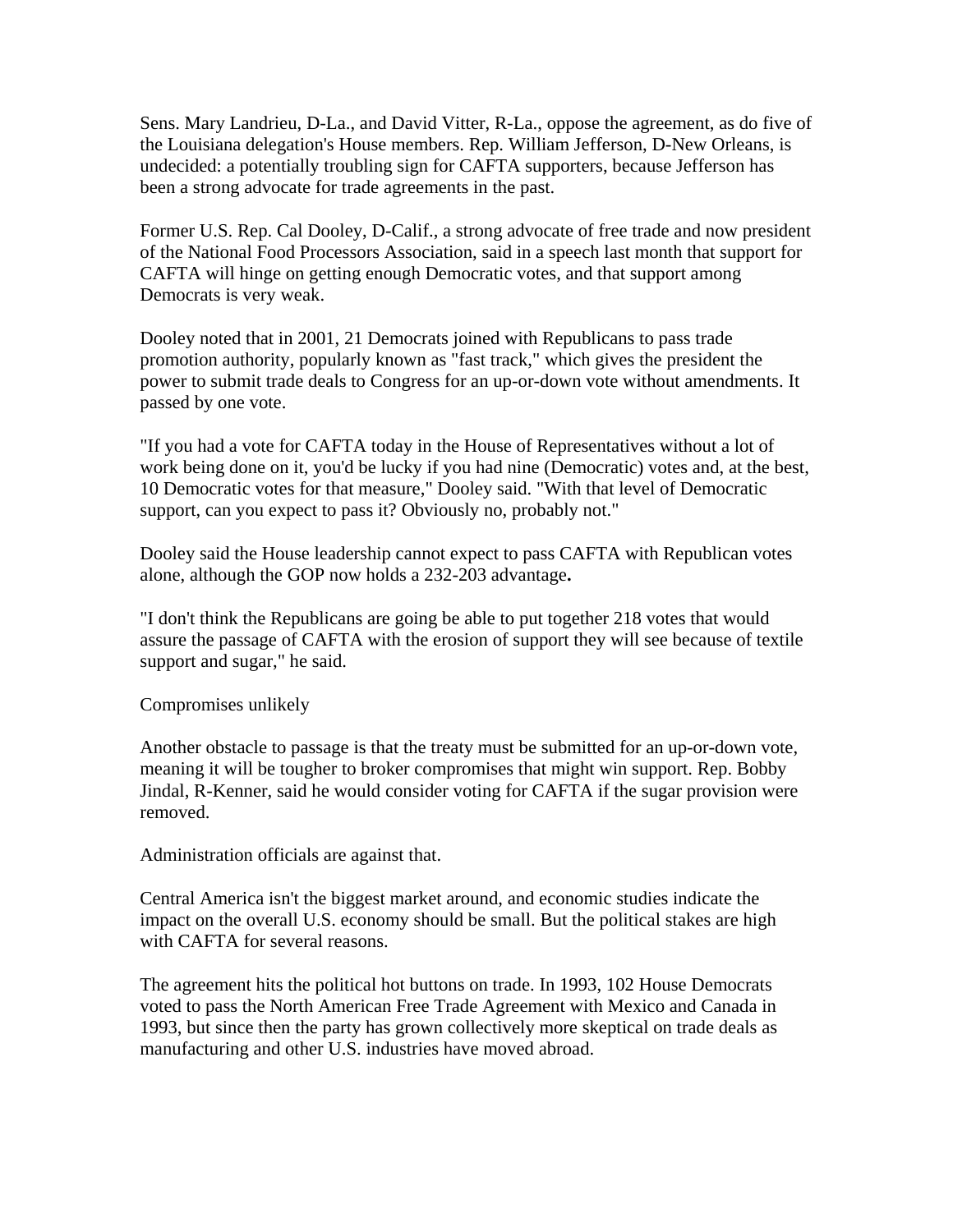Sens. Mary Landrieu, D-La., and David Vitter, R-La., oppose the agreement, as do five of the Louisiana delegation's House members. Rep. William Jefferson, D-New Orleans, is undecided: a potentially troubling sign for CAFTA supporters, because Jefferson has been a strong advocate for trade agreements in the past.

Former U.S. Rep. Cal Dooley, D-Calif., a strong advocate of free trade and now president of the National Food Processors Association, said in a speech last month that support for CAFTA will hinge on getting enough Democratic votes, and that support among Democrats is very weak.

Dooley noted that in 2001, 21 Democrats joined with Republicans to pass trade promotion authority, popularly known as "fast track," which gives the president the power to submit trade deals to Congress for an up-or-down vote without amendments. It passed by one vote.

"If you had a vote for CAFTA today in the House of Representatives without a lot of work being done on it, you'd be lucky if you had nine (Democratic) votes and, at the best, 10 Democratic votes for that measure," Dooley said. "With that level of Democratic support, can you expect to pass it? Obviously no, probably not."

Dooley said the House leadership cannot expect to pass CAFTA with Republican votes alone, although the GOP now holds a 232-203 advantage**.**

"I don't think the Republicans are going be able to put together 218 votes that would assure the passage of CAFTA with the erosion of support they will see because of textile support and sugar," he said.

Compromises unlikely

Another obstacle to passage is that the treaty must be submitted for an up-or-down vote, meaning it will be tougher to broker compromises that might win support. Rep. Bobby Jindal, R-Kenner, said he would consider voting for CAFTA if the sugar provision were removed.

Administration officials are against that.

Central America isn't the biggest market around, and economic studies indicate the impact on the overall U.S. economy should be small. But the political stakes are high with CAFTA for several reasons.

The agreement hits the political hot buttons on trade. In 1993, 102 House Democrats voted to pass the North American Free Trade Agreement with Mexico and Canada in 1993, but since then the party has grown collectively more skeptical on trade deals as manufacturing and other U.S. industries have moved abroad.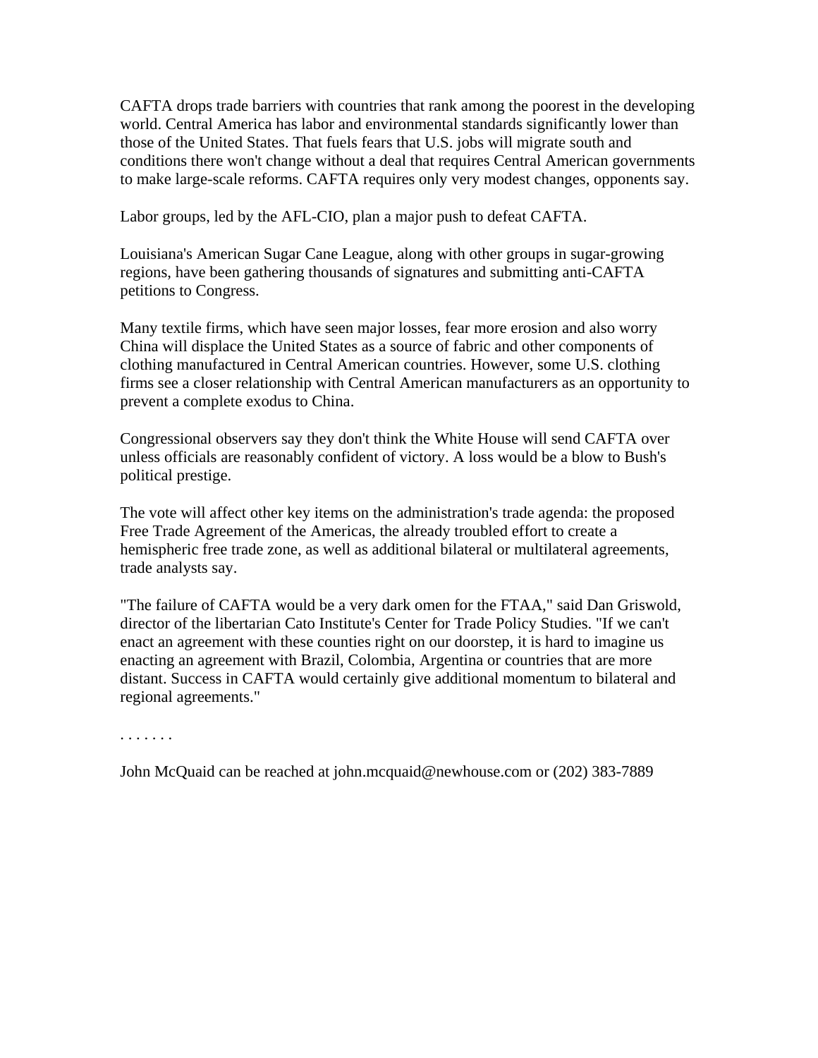CAFTA drops trade barriers with countries that rank among the poorest in the developing world. Central America has labor and environmental standards significantly lower than those of the United States. That fuels fears that U.S. jobs will migrate south and conditions there won't change without a deal that requires Central American governments to make large-scale reforms. CAFTA requires only very modest changes, opponents say.

Labor groups, led by the AFL-CIO, plan a major push to defeat CAFTA.

Louisiana's American Sugar Cane League, along with other groups in sugar-growing regions, have been gathering thousands of signatures and submitting anti-CAFTA petitions to Congress.

Many textile firms, which have seen major losses, fear more erosion and also worry China will displace the United States as a source of fabric and other components of clothing manufactured in Central American countries. However, some U.S. clothing firms see a closer relationship with Central American manufacturers as an opportunity to prevent a complete exodus to China.

Congressional observers say they don't think the White House will send CAFTA over unless officials are reasonably confident of victory. A loss would be a blow to Bush's political prestige.

The vote will affect other key items on the administration's trade agenda: the proposed Free Trade Agreement of the Americas, the already troubled effort to create a hemispheric free trade zone, as well as additional bilateral or multilateral agreements, trade analysts say.

"The failure of CAFTA would be a very dark omen for the FTAA," said Dan Griswold, director of the libertarian Cato Institute's Center for Trade Policy Studies. "If we can't enact an agreement with these counties right on our doorstep, it is hard to imagine us enacting an agreement with Brazil, Colombia, Argentina or countries that are more distant. Success in CAFTA would certainly give additional momentum to bilateral and regional agreements."

. . . . . . .

John McQuaid can be reached at john.mcquaid@newhouse.com or (202) 383-7889